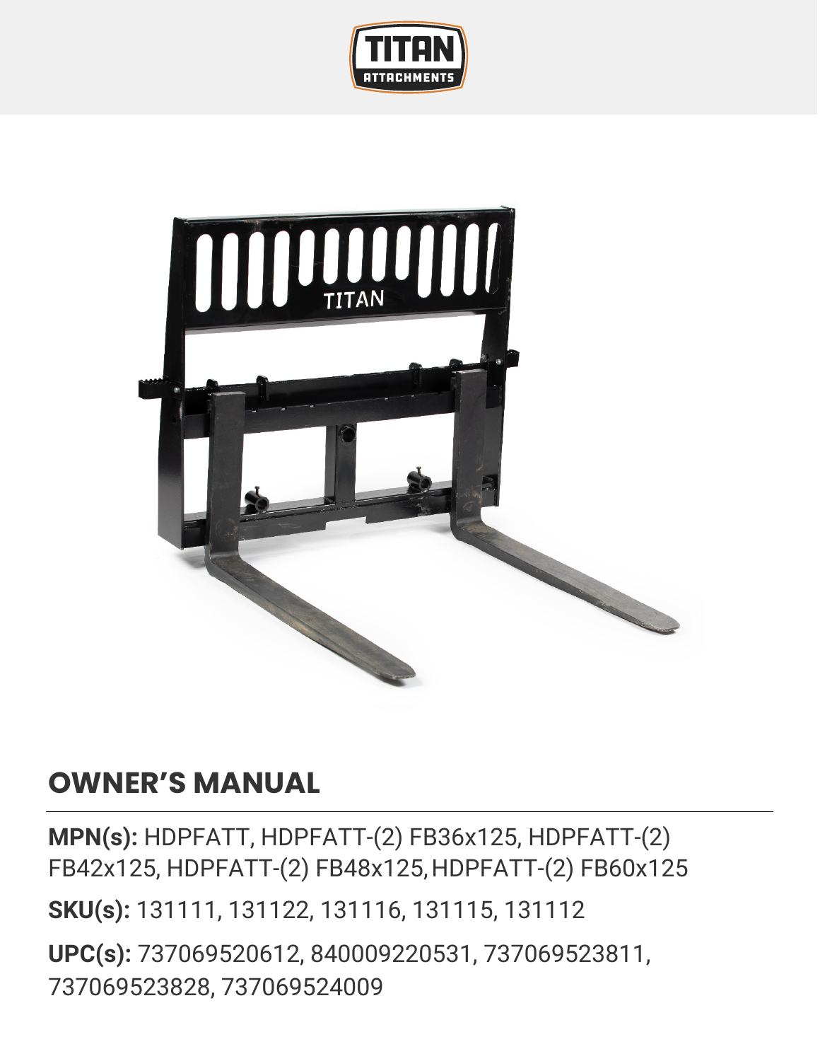# OWNER'S MANUAL

**MPN(s):** HDPFATT, HDPFATT-(2) FB36x125, HDPFATT-(2) FB42x125, HDPFATT-(2) FB48x125, HDPFATT-(2) FB60x125

**SKU(s):** 131111, 131122, 131116, 131115, 131112

**UPC(s):** 737069520612, 840009220531, 737069523811, 737069523828, 737069524009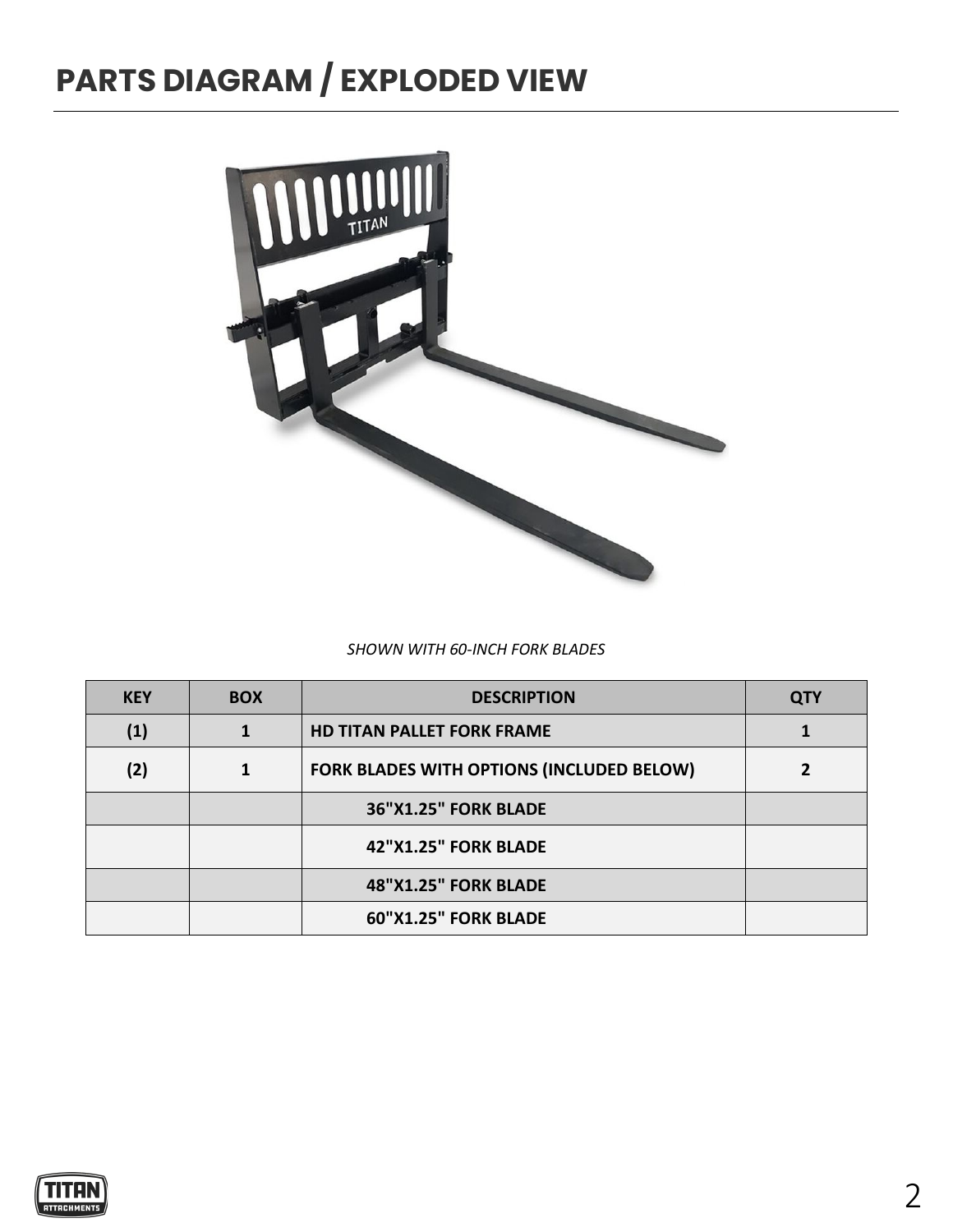# PARTS DIAGRAM / EXPLODED VIEW

*SHOWN WITH 60-INCH FORK BLADES*

| KEY | BOX | DESCRIPTION | QTY |
|---|---|---|---|
| (1) | 1 | HD TITAN PALLET FORK FRAME | 1 |
| (2) | 1 | FORK BLADES WITH OPTIONS (INCLUDED BELOW) | 2 |
| | | 36"X1.25" FORK BLADE | |
| | | 42"X1.25" FORK BLADE | |
| | | 48"X1.25" FORK BLADE | |
| | | 60"X1.25" FORK BLADE | |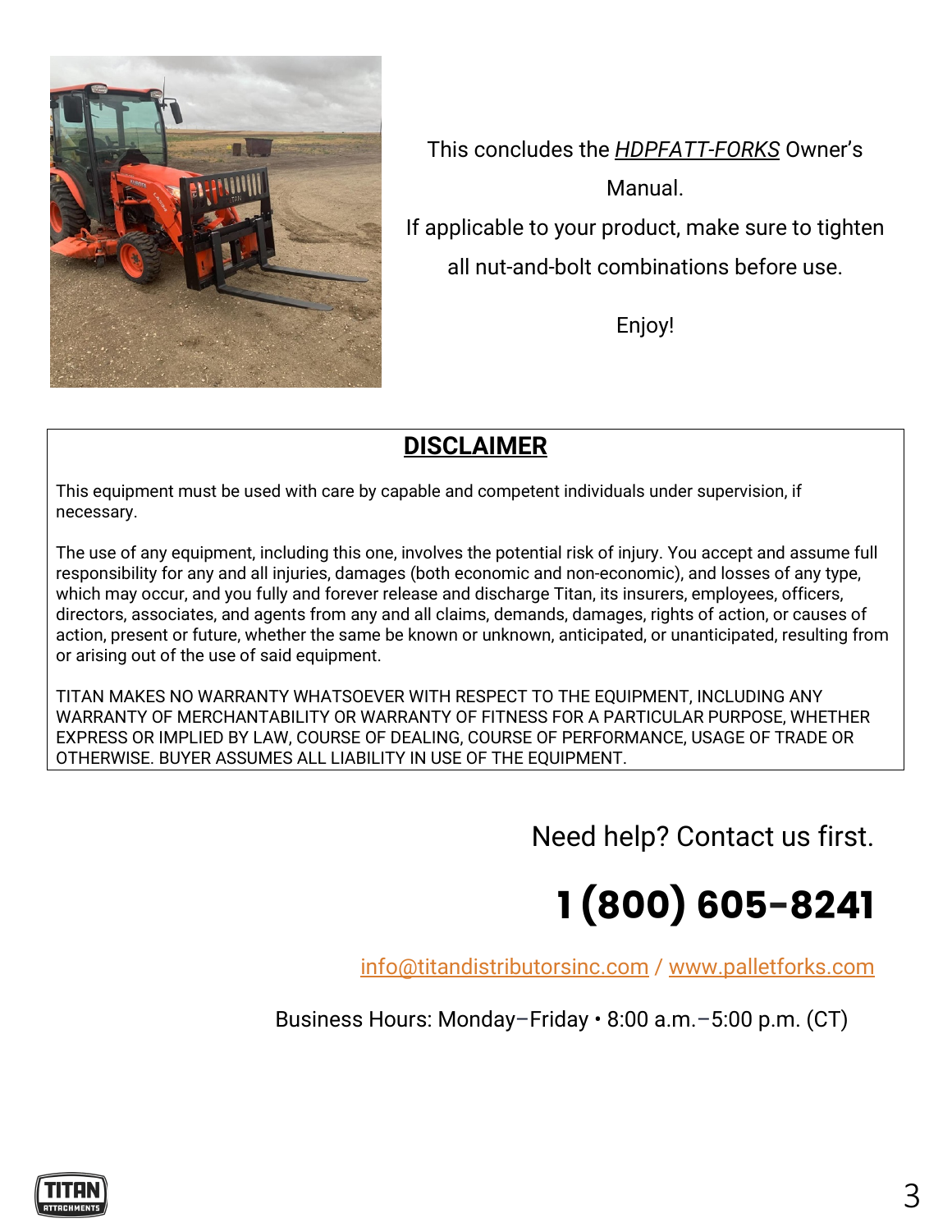This concludes the *HDPFATT-FORKS* Owner's Manual.

If applicable to your product, make sure to tighten all nut-and-bolt combinations before use.

Enjoy!

## DISCLAIMER

This equipment must be used with care by capable and competent individuals under supervision, if necessary.

The use of any equipment, including this one, involves the potential risk of injury. You accept and assume full responsibility for any and all injuries, damages (both economic and non-economic), and losses of any type, which may occur, and you fully and forever release and discharge Titan, its insurers, employees, officers, directors, associates, and agents from any and all claims, demands, damages, rights of action, or causes of action, present or future, whether the same be known or unknown, anticipated, or unanticipated, resulting from or arising out of the use of said equipment.

TITAN MAKES NO WARRANTY WHATSOEVER WITH RESPECT TO THE EQUIPMENT, INCLUDING ANY WARRANTY OF MERCHANTABILITY OR WARRANTY OF FITNESS FOR A PARTICULAR PURPOSE, WHETHER EXPRESS OR IMPLIED BY LAW, COURSE OF DEALING, COURSE OF PERFORMANCE, USAGE OF TRADE OR OTHERWISE. BUYER ASSUMES ALL LIABILITY IN USE OF THE EQUIPMENT.

Need help? Contact us first.

**1 (800) 605-8241**

info@titandistributorsinc.com / www.palletforks.com

Business Hours: Monday–Friday • 8:00 a.m.–5:00 p.m. (CT)